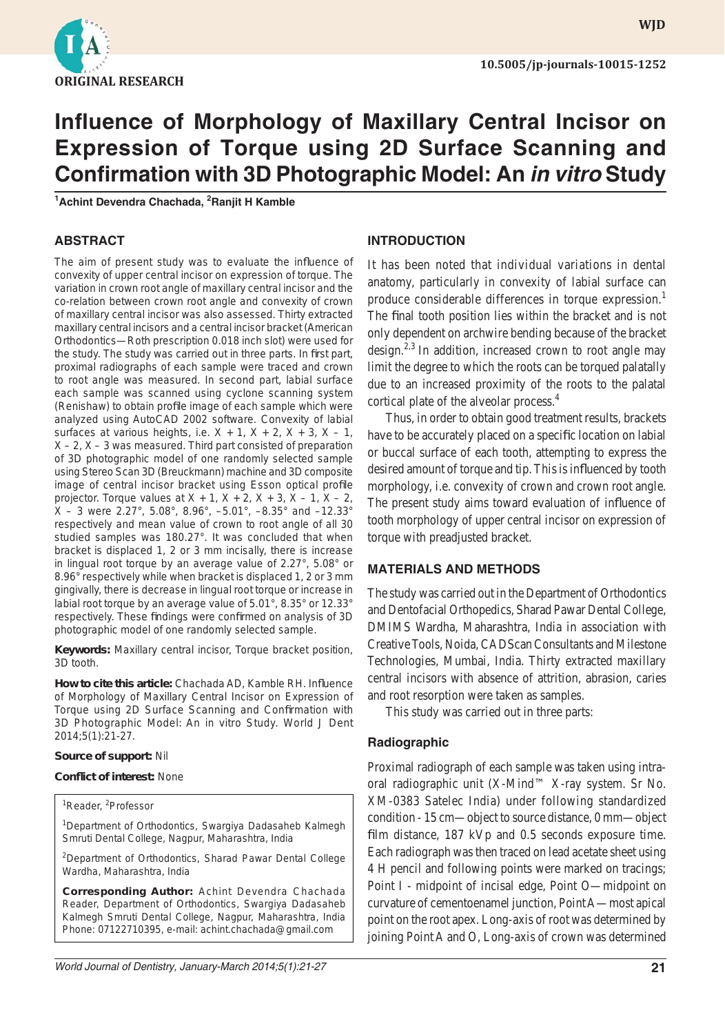ORIGINAL RESEARCH

10.5005/jp-journals-10015-1252

# Influence of Morphology of Maxillary Central Incisor on Expression of Torque using 2D Surface Scanning and Confirmation with 3D Photographic Model: An *in vitro* Study

[1]Achint Devendra Chachada, [2]Ranjit H Kamble

## ABSTRACT

The aim of present study was to evaluate the influence of convexity of upper central incisor on expression of torque. The variation in crown root angle of maxillary central incisor and the co-relation between crown root angle and convexity of crown of maxillary central incisor was also assessed. Thirty extracted maxillary central incisors and a central incisor bracket (American Orthodontics—Roth prescription 0.018 inch slot) were used for the study. The study was carried out in three parts. In first part, proximal radiographs of each sample were traced and crown to root angle was measured. In second part, labial surface each sample was scanned using cyclone scanning system (Renishaw) to obtain profile image of each sample which were analyzed using AutoCAD 2002 software. Convexity of labial surfaces at various heights, i.e. X + 1, X + 2, X + 3, X – 1, X – 2, X – 3 was measured. Third part consisted of preparation of 3D photographic model of one randomly selected sample using Stereo Scan 3D (Breuckmann) machine and 3D composite image of central incisor bracket using Esson optical profile projector. Torque values at X + 1, X + 2, X + 3, X – 1, X – 2, X – 3 were 2.27°, 5.08°, 8.96°, –5.01°, –8.35° and –12.33° respectively and mean value of crown to root angle of all 30 studied samples was 180.27°. It was concluded that when bracket is displaced 1, 2 or 3 mm incisally, there is increase in lingual root torque by an average value of 2.27°, 5.08° or 8.96° respectively while when bracket is displaced 1, 2 or 3 mm gingivally, there is decrease in lingual root torque or increase in labial root torque by an average value of 5.01°, 8.35° or 12.33° respectively. These findings were confirmed on analysis of 3D photographic model of one randomly selected sample.

**Keywords:** Maxillary central incisor, Torque bracket position, 3D tooth.

**How to cite this article:** Chachada AD, Kamble RH. Influence of Morphology of Maxillary Central Incisor on Expression of Torque using 2D Surface Scanning and Confirmation with 3D Photographic Model: An in vitro Study. World J Dent 2014;5(1):21-27.

**Source of support:** Nil

**Conflict of interest:** None

[1]Reader, [2]Professor

[1]Department of Orthodontics, Swargiya Dadasaheb Kalmegh Smruti Dental College, Nagpur, Maharashtra, India

[2]Department of Orthodontics, Sharad Pawar Dental College Wardha, Maharashtra, India

**Corresponding Author:** Achint Devendra Chachada Reader, Department of Orthodontics, Swargiya Dadasaheb Kalmegh Smruti Dental College, Nagpur, Maharashtra, India Phone: 07122710395, e-mail: achint.chachada@gmail.com

## INTRODUCTION

It has been noted that individual variations in dental anatomy, particularly in convexity of labial surface can produce considerable differences in torque expression.[1] The final tooth position lies within the bracket and is not only dependent on archwire bending because of the bracket design.[2,3] In addition, increased crown to root angle may limit the degree to which the roots can be torqued palatally due to an increased proximity of the roots to the palatal cortical plate of the alveolar process.[4]

Thus, in order to obtain good treatment results, brackets have to be accurately placed on a specific location on labial or buccal surface of each tooth, attempting to express the desired amount of torque and tip. This is influenced by tooth morphology, i.e. convexity of crown and crown root angle. The present study aims toward evaluation of influence of tooth morphology of upper central incisor on expression of torque with preadjusted bracket.

## MATERIALS AND METHODS

The study was carried out in the Department of Orthodontics and Dentofacial Orthopedics, Sharad Pawar Dental College, DMIMS Wardha, Maharashtra, India in association with Creative Tools, Noida, CADScan Consultants and Milestone Technologies, Mumbai, India. Thirty extracted maxillary central incisors with absence of attrition, abrasion, caries and root resorption were taken as samples.

This study was carried out in three parts:

### Radiographic

Proximal radiograph of each sample was taken using intraoral radiographic unit (X-Mind™ X-ray system. Sr No. XM-0383 Satelec India) under following standardized condition - 15 cm—object to source distance, 0 mm—object film distance, 187 kVp and 0.5 seconds exposure time. Each radiograph was then traced on lead acetate sheet using 4 H pencil and following points were marked on tracings; Point I - midpoint of incisal edge, Point O—midpoint on curvature of cementoenamel junction, Point A—most apical point on the root apex. Long-axis of root was determined by joining Point A and O, Long-axis of crown was determined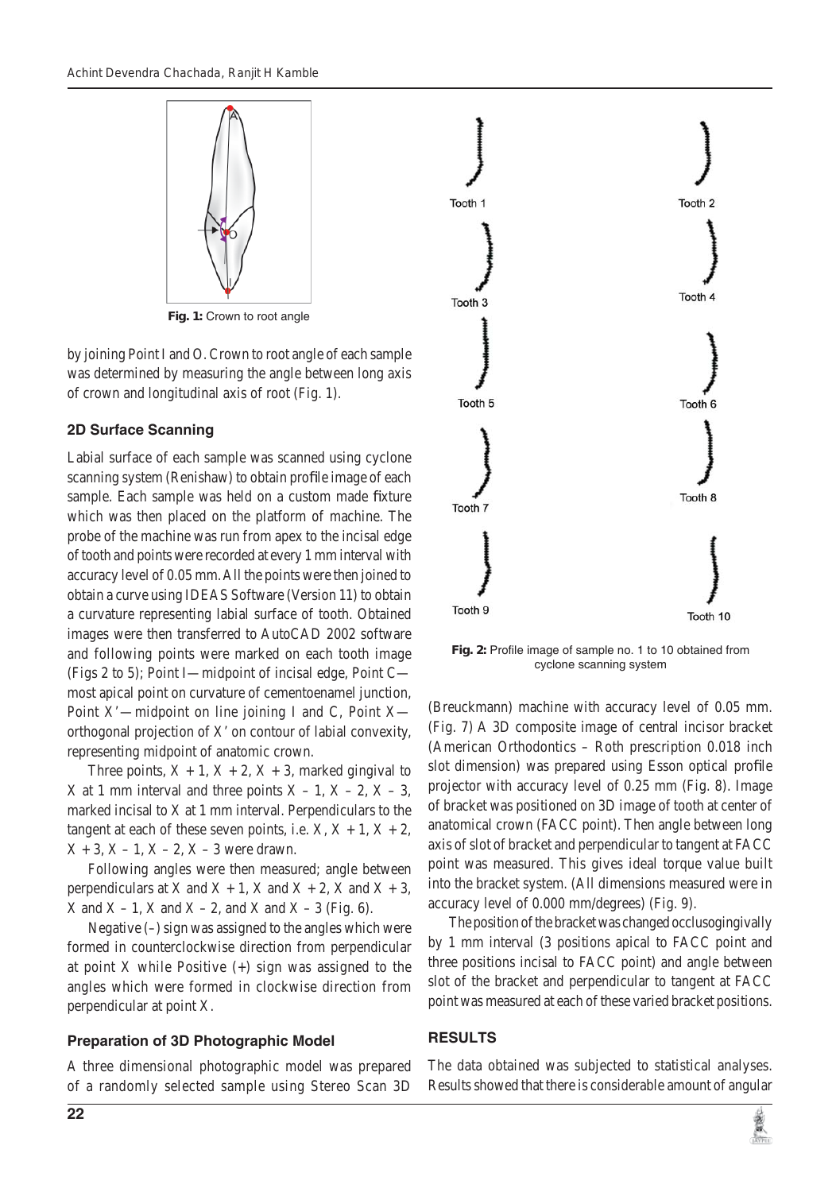Fig. 1: Crown to root angle

by joining Point I and O. Crown to root angle of each sample was determined by measuring the angle between long axis of crown and longitudinal axis of root (Fig. 1).

### 2D Surface Scanning

Labial surface of each sample was scanned using cyclone scanning system (Renishaw) to obtain profile image of each sample. Each sample was held on a custom made fixture which was then placed on the platform of machine. The probe of the machine was run from apex to the incisal edge of tooth and points were recorded at every 1 mm interval with accuracy level of 0.05 mm. All the points were then joined to obtain a curve using IDEAS Software (Version 11) to obtain a curvature representing labial surface of tooth. Obtained images were then transferred to AutoCAD 2002 software and following points were marked on each tooth image (Figs 2 to 5); Point I—midpoint of incisal edge, Point C—most apical point on curvature of cementoenamel junction, Point X'—midpoint on line joining I and C, Point X—orthogonal projection of X' on contour of labial convexity, representing midpoint of anatomic crown.

Three points, X + 1, X + 2, X + 3, marked gingival to X at 1 mm interval and three points X – 1, X – 2, X – 3, marked incisal to X at 1 mm interval. Perpendiculars to the tangent at each of these seven points, i.e. X, X + 1, X + 2, X + 3, X – 1, X – 2, X – 3 were drawn.

Following angles were then measured; angle between perpendiculars at X and X + 1, X and X + 2, X and X + 3, X and X – 1, X and X – 2, and X and X – 3 (Fig. 6).

Negative (–) sign was assigned to the angles which were formed in counterclockwise direction from perpendicular at point X while Positive (+) sign was assigned to the angles which were formed in clockwise direction from perpendicular at point X.

### Preparation of 3D Photographic Model

A three dimensional photographic model was prepared of a randomly selected sample using Stereo Scan 3D (Breuckmann) machine with accuracy level of 0.05 mm. (Fig. 7) A 3D composite image of central incisor bracket (American Orthodontics – Roth prescription 0.018 inch slot dimension) was prepared using Esson optical profile projector with accuracy level of 0.25 mm (Fig. 8). Image of bracket was positioned on 3D image of tooth at center of anatomical crown (FACC point). Then angle between long axis of slot of bracket and perpendicular to tangent at FACC point was measured. This gives ideal torque value built into the bracket system. (All dimensions measured were in accuracy level of 0.000 mm/degrees) (Fig. 9).

The position of the bracket was changed occlusogingivally by 1 mm interval (3 positions apical to FACC point and three positions incisal to FACC point) and angle between slot of the bracket and perpendicular to tangent at FACC point was measured at each of these varied bracket positions.

Fig. 2: Profile image of sample no. 1 to 10 obtained from cyclone scanning system

## RESULTS

The data obtained was subjected to statistical analyses. Results showed that there is considerable amount of angular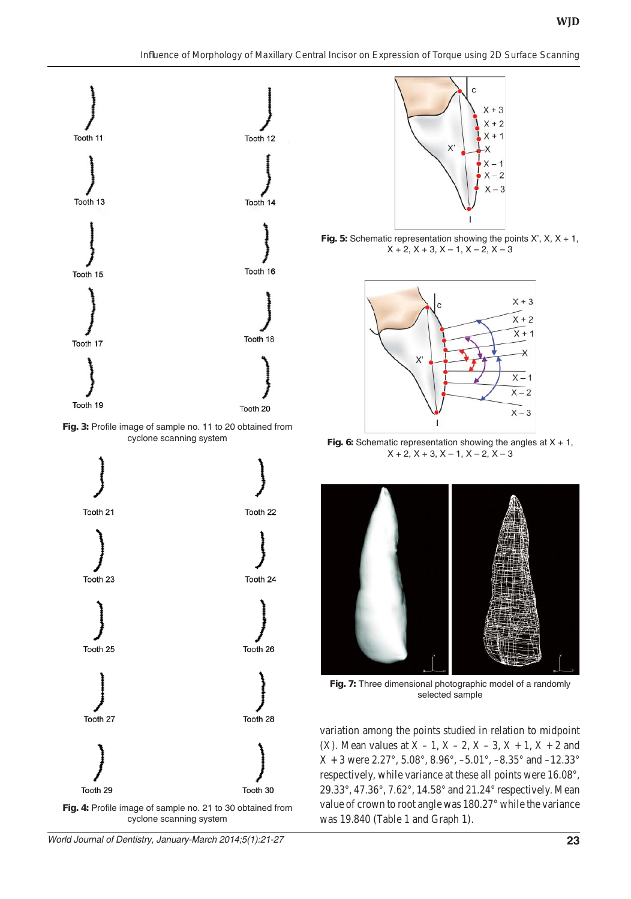Tooth 11

Tooth 12

Tooth 13

Tooth 14

Tooth 15

Tooth 16

Tooth 17

Tooth 18

Tooth 19

Tooth 20

**Fig. 3:** Profile image of sample no. 11 to 20 obtained from cyclone scanning system

Tooth 21

Tooth 22

Tooth 23

Tooth 24

Tooth 25

Tooth 26

Tooth 27

Tooth 28

Tooth 29

Tooth 30

**Fig. 4:** Profile image of sample no. 21 to 30 obtained from cyclone scanning system

**Fig. 5:** Schematic representation showing the points X', X, X + 1, X + 2, X + 3, X – 1, X – 2, X – 3

**Fig. 6:** Schematic representation showing the angles at X + 1, X + 2, X + 3, X – 1, X – 2, X – 3

**Fig. 7:** Three dimensional photographic model of a randomly selected sample

variation among the points studied in relation to midpoint (X). Mean values at X – 1, X – 2, X – 3, X + 1, X + 2 and X + 3 were 2.27°, 5.08°, 8.96°, –5.01°, –8.35° and –12.33° respectively, while variance at these all points were 16.08°, 29.33°, 47.36°, 7.62°, 14.58° and 21.24° respectively. Mean value of crown to root angle was 180.27° while the variance was 19.840 (Table 1 and Graph 1).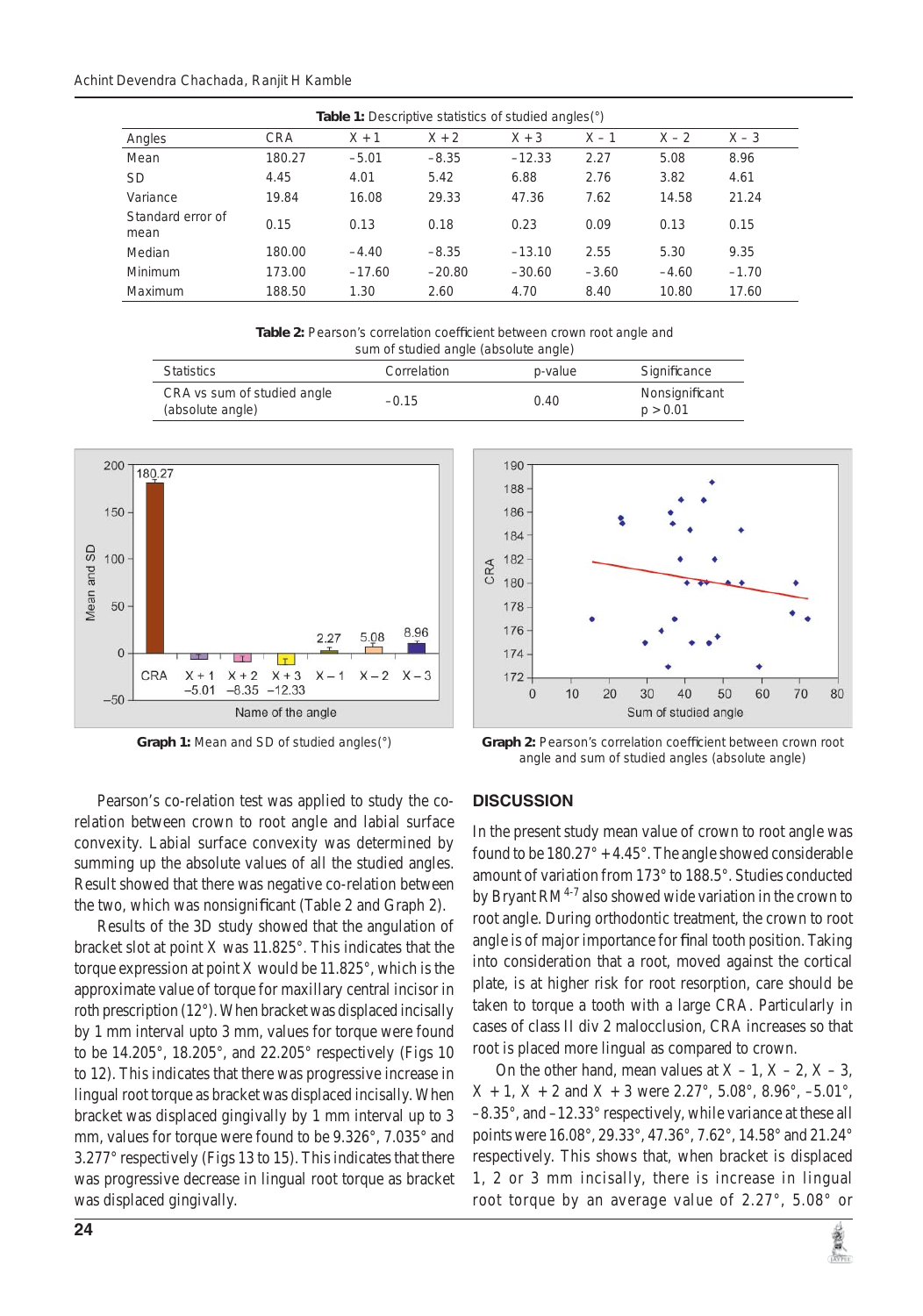**Table 1:** Descriptive statistics of studied angles(°)

| Angles | CRA | X + 1 | X + 2 | X + 3 | X – 1 | X – 2 | X – 3 |
|---|---|---|---|---|---|---|---|
| Mean | 180.27 | –5.01 | –8.35 | –12.33 | 2.27 | 5.08 | 8.96 |
| SD | 4.45 | 4.01 | 5.42 | 6.88 | 2.76 | 3.82 | 4.61 |
| Variance | 19.84 | 16.08 | 29.33 | 47.36 | 7.62 | 14.58 | 21.24 |
| Standard error of mean | 0.15 | 0.13 | 0.18 | 0.23 | 0.09 | 0.13 | 0.15 |
| Median | 180.00 | –4.40 | –8.35 | –13.10 | 2.55 | 5.30 | 9.35 |
| Minimum | 173.00 | –17.60 | –20.80 | –30.60 | –3.60 | –4.60 | –1.70 |
| Maximum | 188.50 | 1.30 | 2.60 | 4.70 | 8.40 | 10.80 | 17.60 |

**Table 2:** Pearson's correlation coefficient between crown root angle and sum of studied angle (absolute angle)

| Statistics | Correlation | p-value | Significance |
|---|---|---|---|
| CRA vs sum of studied angle (absolute angle) | –0.15 | 0.40 | Nonsignificant $p > 0.01$ |

**Graph 1:** Mean and SD of studied angles(°)

**Graph 2:** Pearson's correlation coefficient between crown root angle and sum of studied angles (absolute angle)

Pearson's co-relation test was applied to study the co-relation between crown to root angle and labial surface convexity. Labial surface convexity was determined by summing up the absolute values of all the studied angles. Result showed that there was negative co-relation between the two, which was nonsignificant (Table 2 and Graph 2).

Results of the 3D study showed that the angulation of bracket slot at point X was 11.825°. This indicates that the torque expression at point X would be 11.825°, which is the approximate value of torque for maxillary central incisor in roth prescription (12°). When bracket was displaced incisally by 1 mm interval upto 3 mm, values for torque were found to be 14.205°, 18.205°, and 22.205° respectively (Figs 10 to 12). This indicates that there was progressive increase in lingual root torque as bracket was displaced incisally. When bracket was displaced gingivally by 1 mm interval up to 3 mm, values for torque were found to be 9.326°, 7.035° and 3.277° respectively (Figs 13 to 15). This indicates that there was progressive decrease in lingual root torque as bracket was displaced gingivally.

## DISCUSSION

In the present study mean value of crown to root angle was found to be 180.27° + 4.45°. The angle showed considerable amount of variation from 173° to 188.5°. Studies conducted by Bryant RM[4-7] also showed wide variation in the crown to root angle. During orthodontic treatment, the crown to root angle is of major importance for final tooth position. Taking into consideration that a root, moved against the cortical plate, is at higher risk for root resorption, care should be taken to torque a tooth with a large CRA. Particularly in cases of class II div 2 malocclusion, CRA increases so that root is placed more lingual as compared to crown.

On the other hand, mean values at X – 1, X – 2, X – 3, X + 1, X + 2 and X + 3 were 2.27°, 5.08°, 8.96°, –5.01°, –8.35°, and –12.33° respectively, while variance at these all points were 16.08°, 29.33°, 47.36°, 7.62°, 14.58° and 21.24° respectively. This shows that, when bracket is displaced 1, 2 or 3 mm incisally, there is increase in lingual root torque by an average value of 2.27°, 5.08° or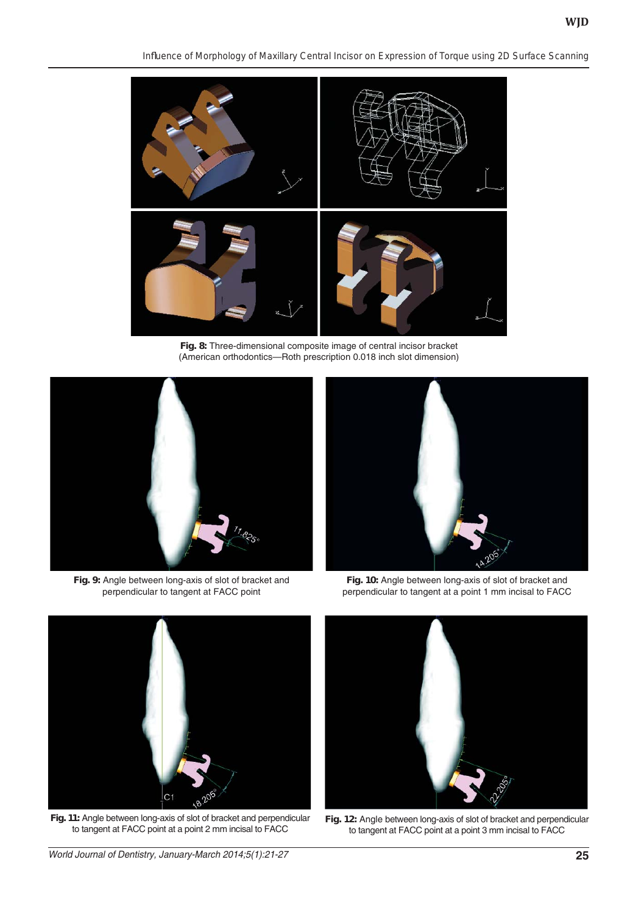**Fig. 8:** Three-dimensional composite image of central incisor bracket (American orthodontics—Roth prescription 0.018 inch slot dimension)

**Fig. 9:** Angle between long-axis of slot of bracket and perpendicular to tangent at FACC point

**Fig. 10:** Angle between long-axis of slot of bracket and perpendicular to tangent at a point 1 mm incisal to FACC

**Fig. 11:** Angle between long-axis of slot of bracket and perpendicular to tangent at FACC point at a point 2 mm incisal to FACC

**Fig. 12:** Angle between long-axis of slot of bracket and perpendicular to tangent at FACC point at a point 3 mm incisal to FACC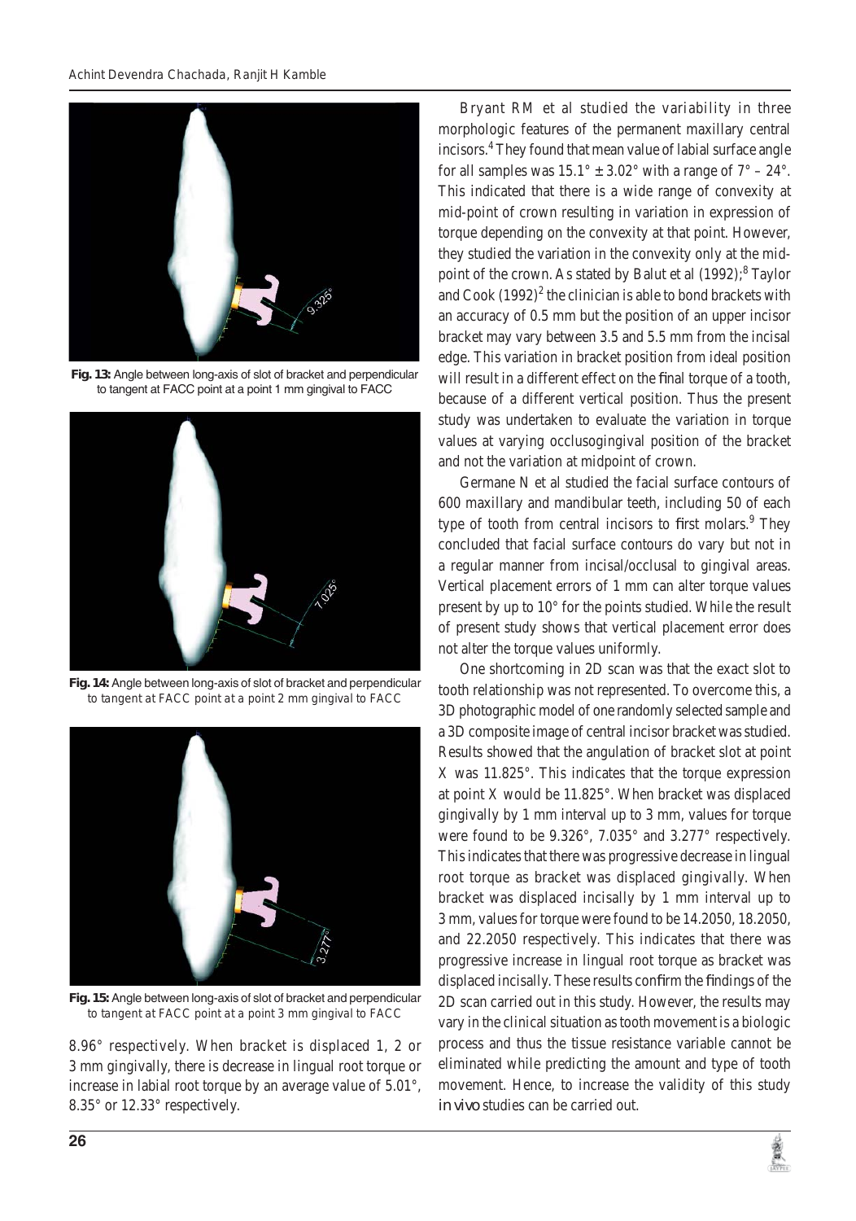**Fig. 13:** Angle between long-axis of slot of bracket and perpendicular to tangent at FACC point at a point 1 mm gingival to FACC

**Fig. 14:** Angle between long-axis of slot of bracket and perpendicular to tangent at FACC point at a point 2 mm gingival to FACC

**Fig. 15:** Angle between long-axis of slot of bracket and perpendicular to tangent at FACC point at a point 3 mm gingival to FACC

8.96° respectively. When bracket is displaced 1, 2 or 3 mm gingivally, there is decrease in lingual root torque or increase in labial root torque by an average value of 5.01°, 8.35° or 12.33° respectively.

Bryant RM et al studied the variability in three morphologic features of the permanent maxillary central incisors.[4] They found that mean value of labial surface angle for all samples was 15.1° ± 3.02° with a range of 7° – 24°. This indicated that there is a wide range of convexity at mid-point of crown resulting in variation in expression of torque depending on the convexity at that point. However, they studied the variation in the convexity only at the mid-point of the crown. As stated by Balut et al (1992);[8] Taylor and Cook (1992)[2] the clinician is able to bond brackets with an accuracy of 0.5 mm but the position of an upper incisor bracket may vary between 3.5 and 5.5 mm from the incisal edge. This variation in bracket position from ideal position will result in a different effect on the final torque of a tooth, because of a different vertical position. Thus the present study was undertaken to evaluate the variation in torque values at varying occlusogingival position of the bracket and not the variation at midpoint of crown.

Germane N et al studied the facial surface contours of 600 maxillary and mandibular teeth, including 50 of each type of tooth from central incisors to first molars.[9] They concluded that facial surface contours do vary but not in a regular manner from incisal/occlusal to gingival areas. Vertical placement errors of 1 mm can alter torque values present by up to 10° for the points studied. While the result of present study shows that vertical placement error does not alter the torque values uniformly.

One shortcoming in 2D scan was that the exact slot to tooth relationship was not represented. To overcome this, a 3D photographic model of one randomly selected sample and a 3D composite image of central incisor bracket was studied. Results showed that the angulation of bracket slot at point X was 11.825°. This indicates that the torque expression at point X would be 11.825°. When bracket was displaced gingivally by 1 mm interval up to 3 mm, values for torque were found to be 9.326°, 7.035° and 3.277° respectively. This indicates that there was progressive decrease in lingual root torque as bracket was displaced gingivally. When bracket was displaced incisally by 1 mm interval up to 3 mm, values for torque were found to be 14.2050, 18.2050, and 22.2050 respectively. This indicates that there was progressive increase in lingual root torque as bracket was displaced incisally. These results confirm the findings of the 2D scan carried out in this study. However, the results may vary in the clinical situation as tooth movement is a biologic process and thus the tissue resistance variable cannot be eliminated while predicting the amount and type of tooth movement. Hence, to increase the validity of this study *in vivo* studies can be carried out.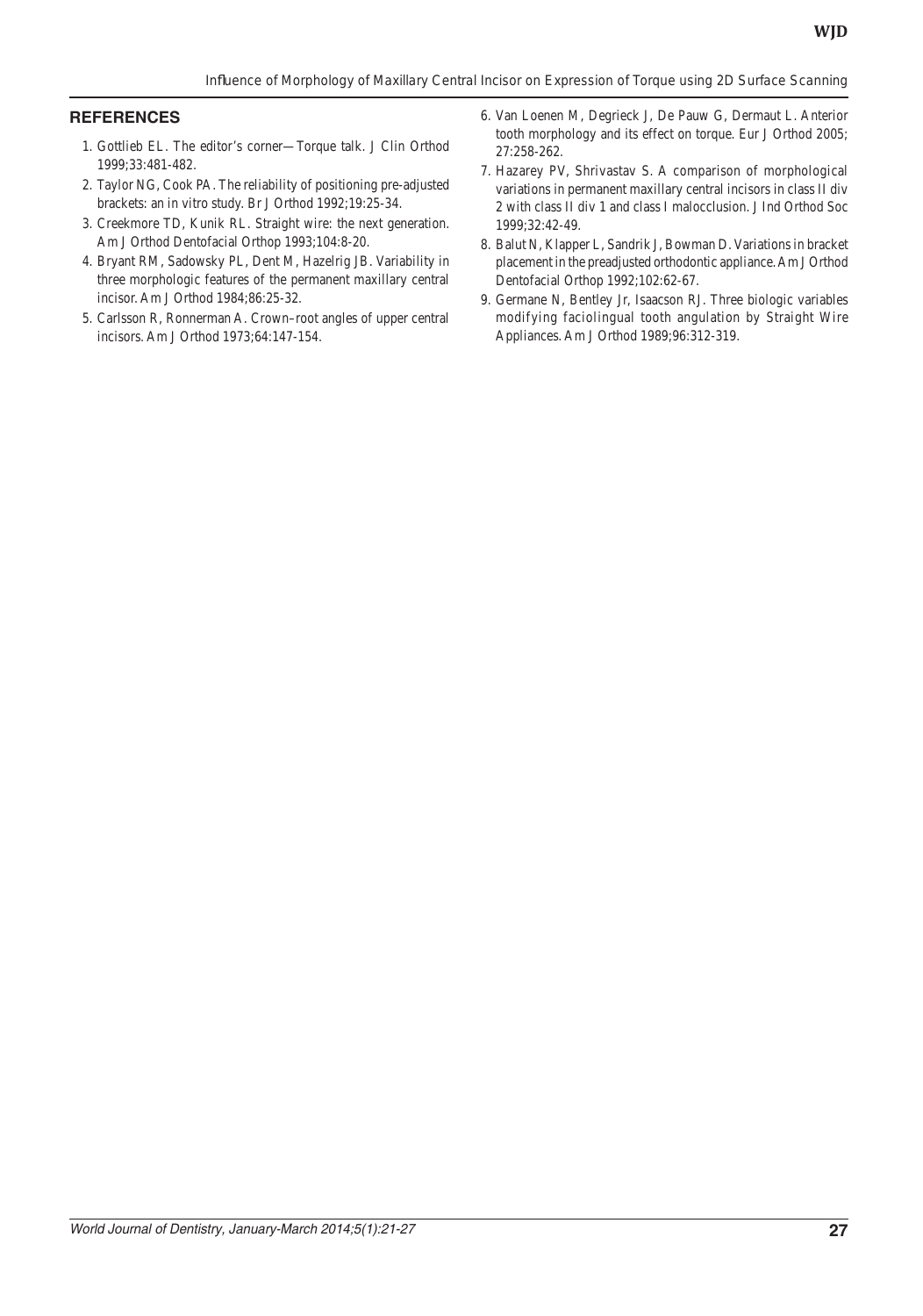## REFERENCES

1. Gottlieb EL. The editor's corner—Torque talk. J Clin Orthod 1999;33:481-482.
2. Taylor NG, Cook PA. The reliability of positioning pre-adjusted brackets: an in vitro study. Br J Orthod 1992;19:25-34.
3. Creekmore TD, Kunik RL. Straight wire: the next generation. Am J Orthod Dentofacial Orthop 1993;104:8-20.
4. Bryant RM, Sadowsky PL, Dent M, Hazelrig JB. Variability in three morphologic features of the permanent maxillary central incisor. Am J Orthod 1984;86:25-32.
5. Carlsson R, Ronnerman A. Crown–root angles of upper central incisors. Am J Orthod 1973;64:147-154.
6. Van Loenen M, Degrieck J, De Pauw G, Dermaut L. Anterior tooth morphology and its effect on torque. Eur J Orthod 2005; 27:258-262.
7. Hazarey PV, Shrivastav S. A comparison of morphological variations in permanent maxillary central incisors in class II div 2 with class II div 1 and class I malocclusion. J Ind Orthod Soc 1999;32:42-49.
8. Balut N, Klapper L, Sandrik J, Bowman D. Variations in bracket placement in the preadjusted orthodontic appliance. Am J Orthod Dentofacial Orthop 1992;102:62-67.
9. Germane N, Bentley Jr, Isaacson RJ. Three biologic variables modifying faciolingual tooth angulation by Straight Wire Appliances. Am J Orthod 1989;96:312-319.